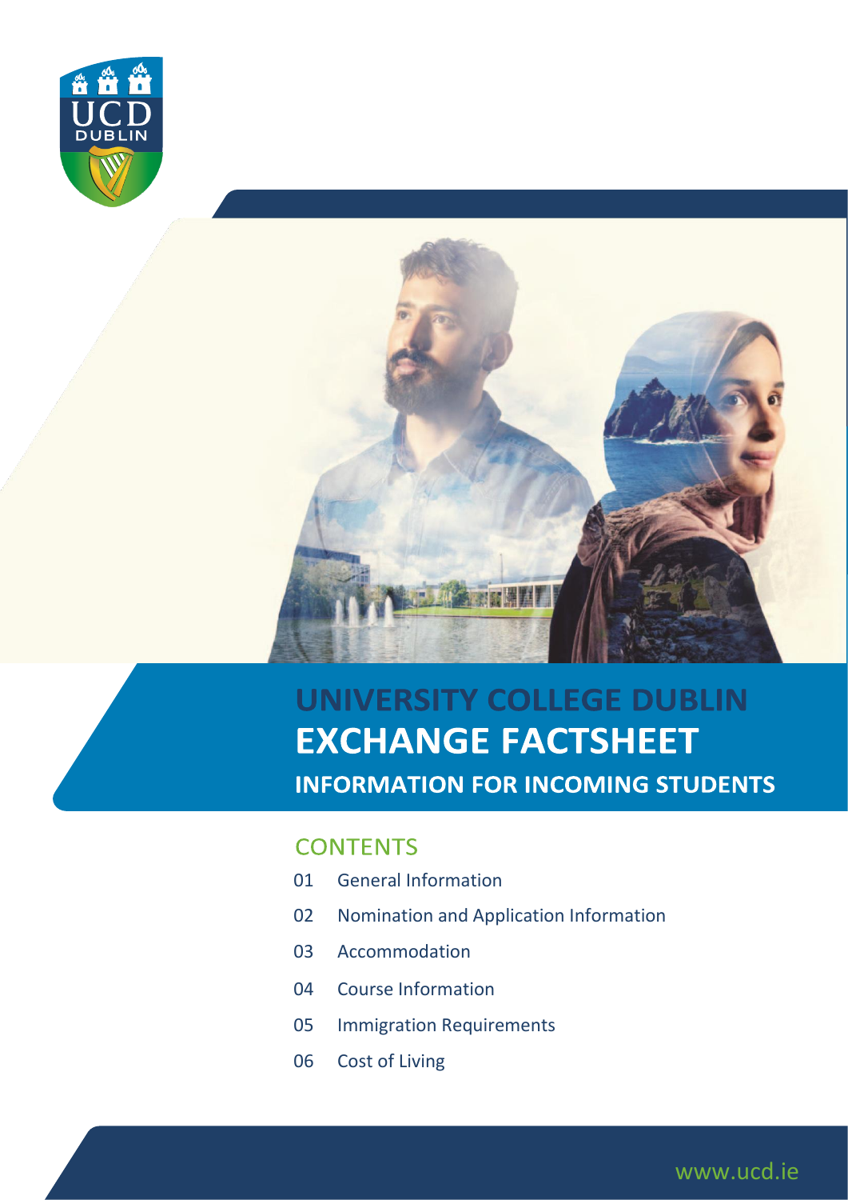# UNIVERSITY COLLEGE DUBLIN

# EXCHANGE FACTSHEET

## INFORMATION FOR INCOMING STUDENTS

## CONTENTS

01 General Information

02 Nomination and Application Information

03 Accommodation

04 Course Information

05 Immigration Requirements

06 Cost of Living

www.ucd.ie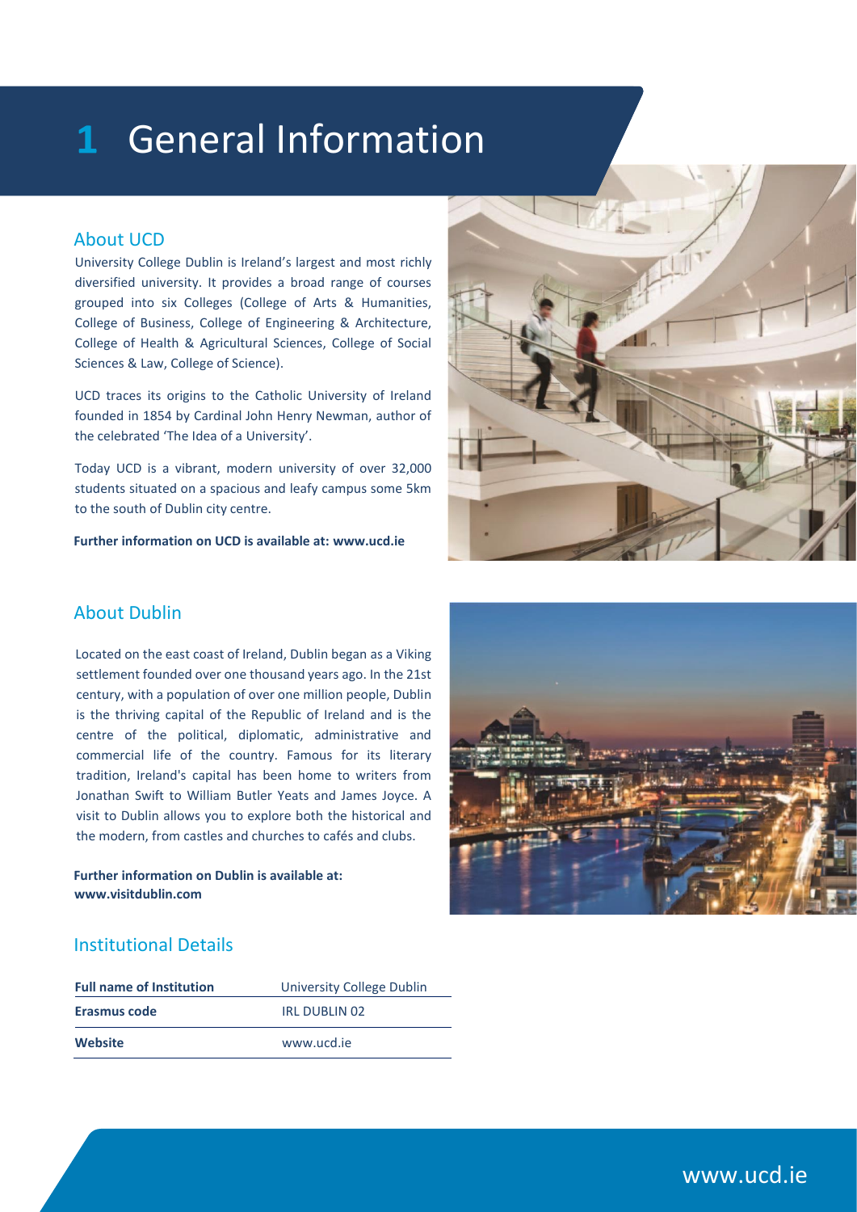# 1 General Information

## About UCD

University College Dublin is Ireland's largest and most richly diversified university. It provides a broad range of courses grouped into six Colleges (College of Arts & Humanities, College of Business, College of Engineering & Architecture, College of Health & Agricultural Sciences, College of Social Sciences & Law, College of Science).

UCD traces its origins to the Catholic University of Ireland founded in 1854 by Cardinal John Henry Newman, author of the celebrated 'The Idea of a University'.

Today UCD is a vibrant, modern university of over 32,000 students situated on a spacious and leafy campus some 5km to the south of Dublin city centre.

**Further information on UCD is available at: www.ucd.ie**

## About Dublin

Located on the east coast of Ireland, Dublin began as a Viking settlement founded over one thousand years ago. In the 21st century, with a population of over one million people, Dublin is the thriving capital of the Republic of Ireland and is the centre of the political, diplomatic, administrative and commercial life of the country. Famous for its literary tradition, Ireland's capital has been home to writers from Jonathan Swift to William Butler Yeats and James Joyce. A visit to Dublin allows you to explore both the historical and the modern, from castles and churches to cafés and clubs.

**Further information on Dublin is available at: www.visitdublin.com**

## Institutional Details

| **Full name of Institution** | University College Dublin |
|---|---|
| **Erasmus code** | IRL DUBLIN 02 |
| **Website** | www.ucd.ie |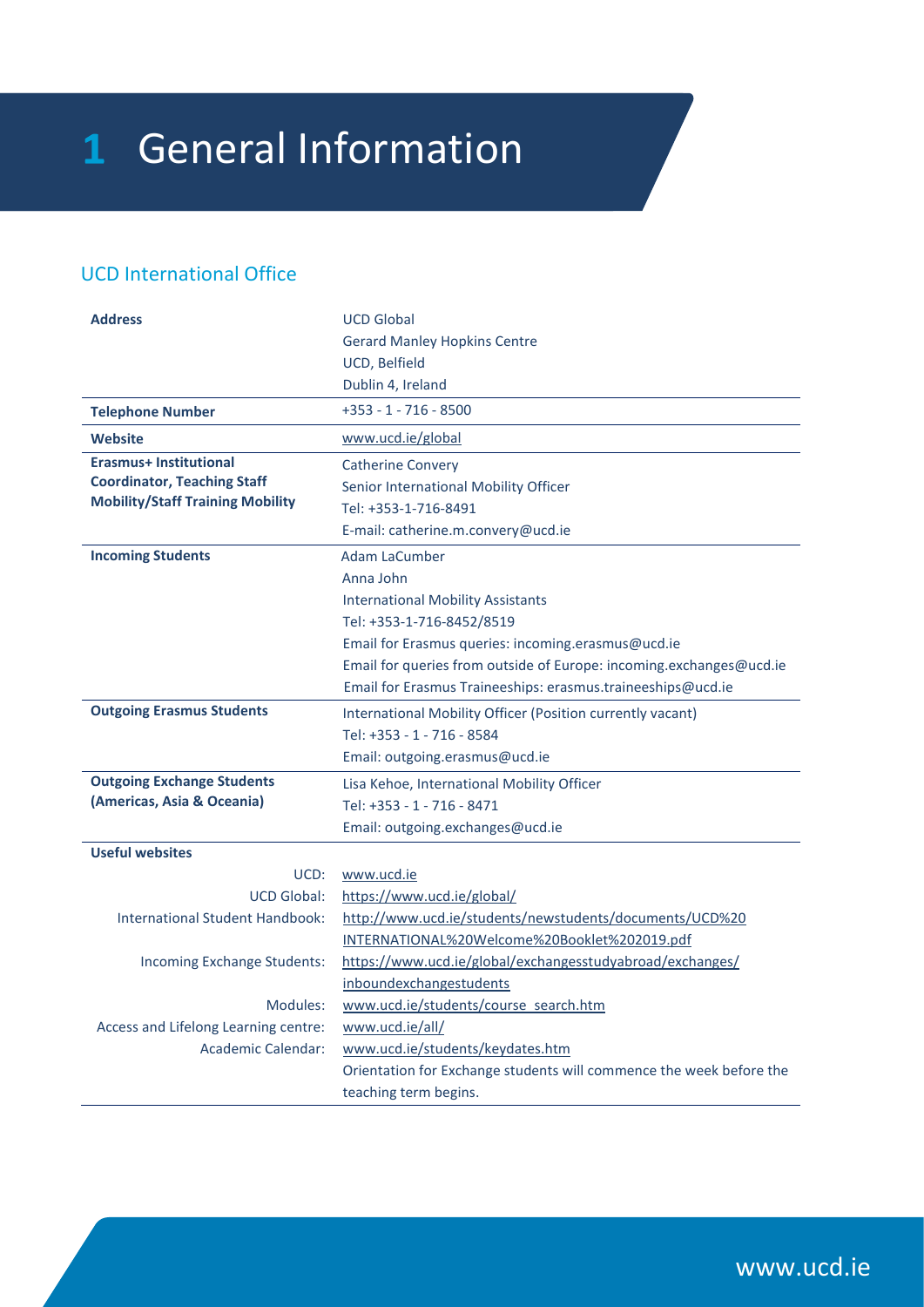# 1 General Information

## UCD International Office

| | |
|---|---|
| **Address** | UCD Global<br>Gerard Manley Hopkins Centre<br>UCD, Belfield<br>Dublin 4, Ireland |
| **Telephone Number** | +353 - 1 - 716 - 8500 |
| **Website** | www.ucd.ie/global |
| **Erasmus+ Institutional Coordinator, Teaching Staff Mobility/Staff Training Mobility** | Catherine Convery<br>Senior International Mobility Officer<br>Tel: +353-1-716-8491<br>E-mail: catherine.m.convery@ucd.ie |
| **Incoming Students** | Adam LaCumber<br>Anna John<br>International Mobility Assistants<br>Tel: +353-1-716-8452/8519<br>Email for Erasmus queries: incoming.erasmus@ucd.ie<br>Email for queries from outside of Europe: incoming.exchanges@ucd.ie<br>Email for Erasmus Traineeships: erasmus.traineeships@ucd.ie |
| **Outgoing Erasmus Students** | International Mobility Officer (Position currently vacant)<br>Tel: +353 - 1 - 716 - 8584<br>Email: outgoing.erasmus@ucd.ie |
| **Outgoing Exchange Students (Americas, Asia & Oceania)** | Lisa Kehoe, International Mobility Officer<br>Tel: +353 - 1 - 716 - 8471<br>Email: outgoing.exchanges@ucd.ie |
| **Useful websites** | |
| UCD: | www.ucd.ie |
| UCD Global: | https://www.ucd.ie/global/ |
| International Student Handbook: | http://www.ucd.ie/students/newstudents/documents/UCD%20INTERNATIONAL%20Welcome%20Booklet%202019.pdf |
| Incoming Exchange Students: | https://www.ucd.ie/global/exchangesstudyabroad/exchanges/inboundexchangestudents |
| Modules: | www.ucd.ie/students/course_search.htm |
| Access and Lifelong Learning centre: | www.ucd.ie/all/ |
| Academic Calendar: | www.ucd.ie/students/keydates.htm<br>Orientation for Exchange students will commence the week before the teaching term begins. |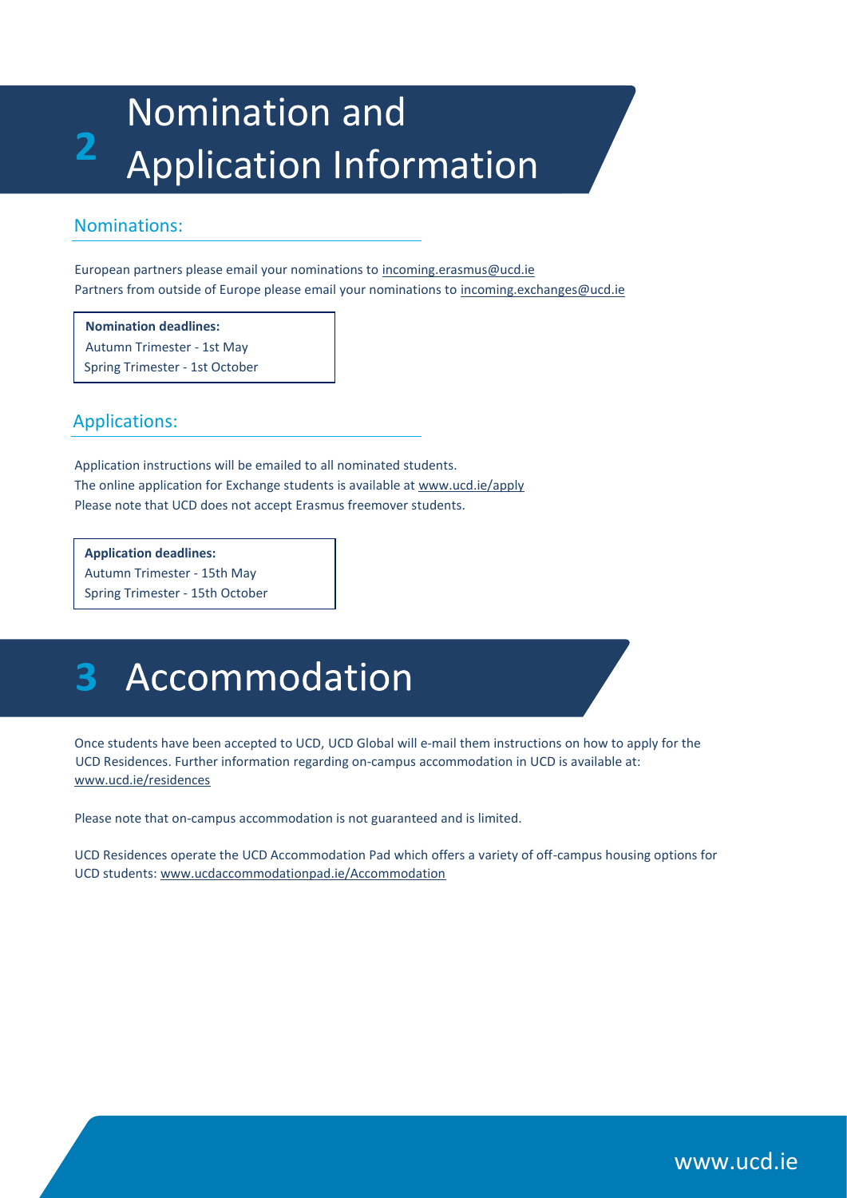# 2 Nomination and Application Information

## Nominations:

European partners please email your nominations to incoming.erasmus@ucd.ie
Partners from outside of Europe please email your nominations to incoming.exchanges@ucd.ie

**Nomination deadlines:**
Autumn Trimester - 1st May
Spring Trimester - 1st October

## Applications:

Application instructions will be emailed to all nominated students.
The online application for Exchange students is available at www.ucd.ie/apply
Please note that UCD does not accept Erasmus freemover students.

**Application deadlines:**
Autumn Trimester - 15th May
Spring Trimester - 15th October

# 3 Accommodation

Once students have been accepted to UCD, UCD Global will e-mail them instructions on how to apply for the UCD Residences. Further information regarding on-campus accommodation in UCD is available at: www.ucd.ie/residences

Please note that on-campus accommodation is not guaranteed and is limited.

UCD Residences operate the UCD Accommodation Pad which offers a variety of off-campus housing options for UCD students: www.ucdaccommodationpad.ie/Accommodation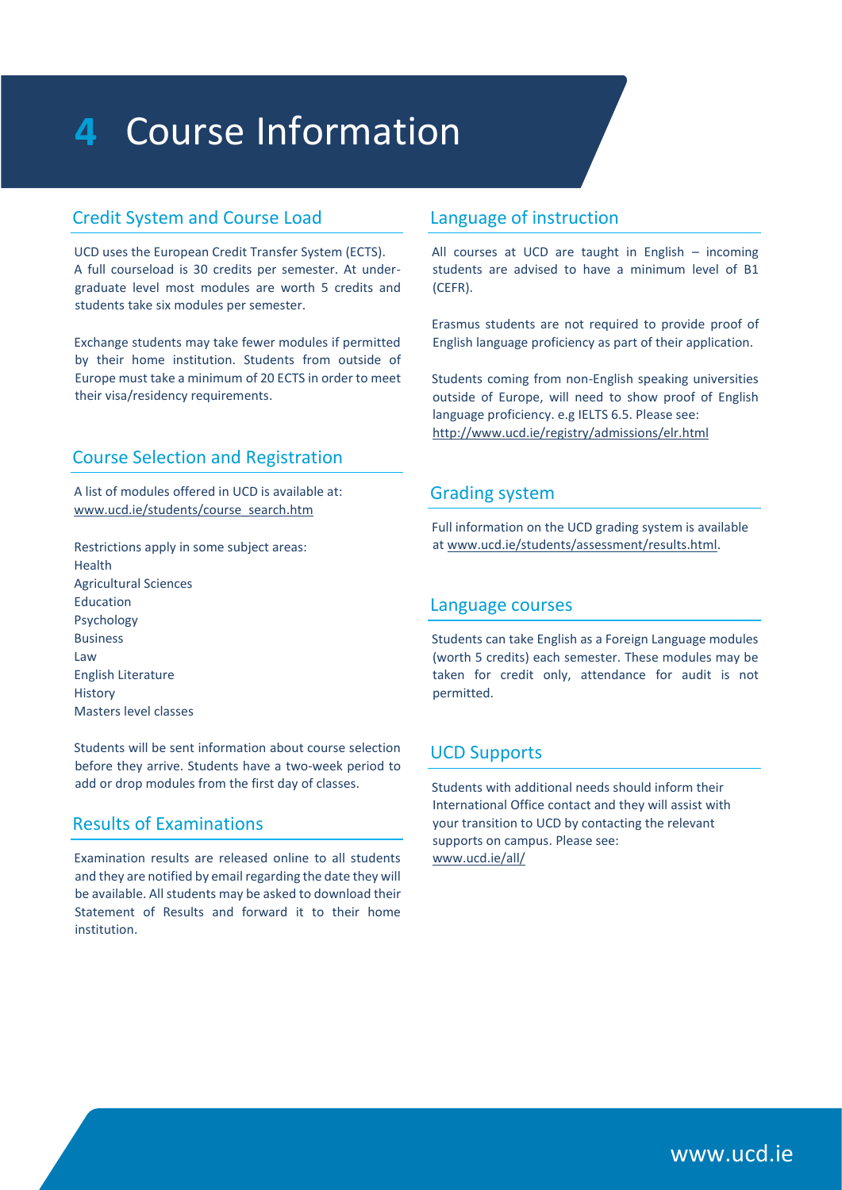# 4 Course Information

## Credit System and Course Load

UCD uses the European Credit Transfer System (ECTS). A full courseload is 30 credits per semester. At under-graduate level most modules are worth 5 credits and students take six modules per semester.

Exchange students may take fewer modules if permitted by their home institution. Students from outside of Europe must take a minimum of 20 ECTS in order to meet their visa/residency requirements.

## Course Selection and Registration

A list of modules offered in UCD is available at: www.ucd.ie/students/course_search.htm

Restrictions apply in some subject areas:
Health
Agricultural Sciences
Education
Psychology
Business
Law
English Literature
History
Masters level classes

Students will be sent information about course selection before they arrive. Students have a two-week period to add or drop modules from the first day of classes.

## Results of Examinations

Examination results are released online to all students and they are notified by email regarding the date they will be available. All students may be asked to download their Statement of Results and forward it to their home institution.

## Language of instruction

All courses at UCD are taught in English – incoming students are advised to have a minimum level of B1 (CEFR).

Erasmus students are not required to provide proof of English language proficiency as part of their application.

Students coming from non-English speaking universities outside of Europe, will need to show proof of English language proficiency. e.g IELTS 6.5. Please see: http://www.ucd.ie/registry/admissions/elr.html

## Grading system

Full information on the UCD grading system is available at www.ucd.ie/students/assessment/results.html.

## Language courses

Students can take English as a Foreign Language modules (worth 5 credits) each semester. These modules may be taken for credit only, attendance for audit is not permitted.

## UCD Supports

Students with additional needs should inform their International Office contact and they will assist with your transition to UCD by contacting the relevant supports on campus. Please see: www.ucd.ie/all/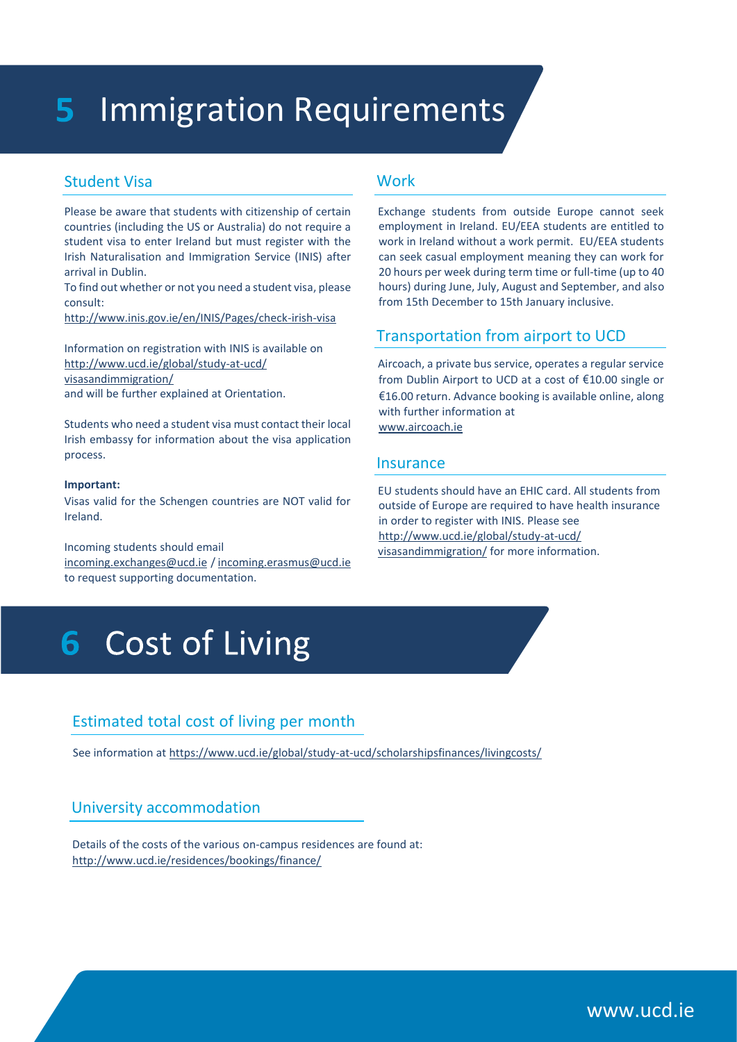# 5 Immigration Requirements

## Student Visa

Please be aware that students with citizenship of certain countries (including the US or Australia) do not require a student visa to enter Ireland but must register with the Irish Naturalisation and Immigration Service (INIS) after arrival in Dublin.

To find out whether or not you need a student visa, please consult:

http://www.inis.gov.ie/en/INIS/Pages/check-irish-visa

Information on registration with INIS is available on http://www.ucd.ie/global/study-at-ucd/visasandimmigration/ and will be further explained at Orientation.

Students who need a student visa must contact their local Irish embassy for information about the visa application process.

**Important:**

Visas valid for the Schengen countries are NOT valid for Ireland.

Incoming students should email incoming.exchanges@ucd.ie / incoming.erasmus@ucd.ie to request supporting documentation.

## Work

Exchange students from outside Europe cannot seek employment in Ireland. EU/EEA students are entitled to work in Ireland without a work permit. EU/EEA students can seek casual employment meaning they can work for 20 hours per week during term time or full-time (up to 40 hours) during June, July, August and September, and also from 15th December to 15th January inclusive.

## Transportation from airport to UCD

Aircoach, a private bus service, operates a regular service from Dublin Airport to UCD at a cost of €10.00 single or €16.00 return. Advance booking is available online, along with further information at www.aircoach.ie

## Insurance

EU students should have an EHIC card. All students from outside of Europe are required to have health insurance in order to register with INIS. Please see http://www.ucd.ie/global/study-at-ucd/visasandimmigration/ for more information.

# 6 Cost of Living

## Estimated total cost of living per month

See information at https://www.ucd.ie/global/study-at-ucd/scholarshipsfinances/livingcosts/

## University accommodation

Details of the costs of the various on-campus residences are found at:
http://www.ucd.ie/residences/bookings/finance/